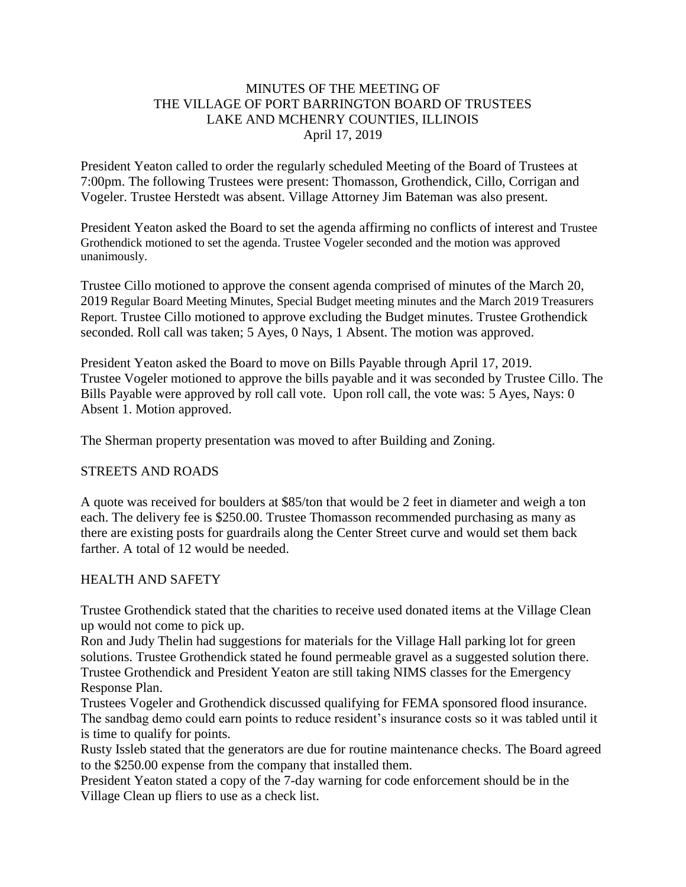# MINUTES OF THE MEETING OF
# THE VILLAGE OF PORT BARRINGTON BOARD OF TRUSTEES
## LAKE AND MCHENRY COUNTIES, ILLINOIS
### April 17, 2019

President Yeaton called to order the regularly scheduled Meeting of the Board of Trustees at 7:00pm. The following Trustees were present: Thomasson, Grothendick, Cillo, Corrigan and Vogeler. Trustee Herstedt was absent. Village Attorney Jim Bateman was also present.

President Yeaton asked the Board to set the agenda affirming no conflicts of interest and Trustee Grothendick motioned to set the agenda. Trustee Vogeler seconded and the motion was approved unanimously.

Trustee Cillo motioned to approve the consent agenda comprised of minutes of the March 20, 2019 Regular Board Meeting Minutes, Special Budget meeting minutes and the March 2019 Treasurers Report. Trustee Cillo motioned to approve excluding the Budget minutes. Trustee Grothendick seconded. Roll call was taken; 5 Ayes, 0 Nays, 1 Absent. The motion was approved.

President Yeaton asked the Board to move on Bills Payable through April 17, 2019. Trustee Vogeler motioned to approve the bills payable and it was seconded by Trustee Cillo. The Bills Payable were approved by roll call vote. Upon roll call, the vote was: 5 Ayes, Nays: 0 Absent 1. Motion approved.

The Sherman property presentation was moved to after Building and Zoning.

## STREETS AND ROADS

A quote was received for boulders at $85/ton that would be 2 feet in diameter and weigh a ton each. The delivery fee is $250.00. Trustee Thomasson recommended purchasing as many as there are existing posts for guardrails along the Center Street curve and would set them back farther. A total of 12 would be needed.

## HEALTH AND SAFETY

Trustee Grothendick stated that the charities to receive used donated items at the Village Clean up would not come to pick up.

Ron and Judy Thelin had suggestions for materials for the Village Hall parking lot for green solutions. Trustee Grothendick stated he found permeable gravel as a suggested solution there.

Trustee Grothendick and President Yeaton are still taking NIMS classes for the Emergency Response Plan.

Trustees Vogeler and Grothendick discussed qualifying for FEMA sponsored flood insurance. The sandbag demo could earn points to reduce resident's insurance costs so it was tabled until it is time to qualify for points.

Rusty Issleb stated that the generators are due for routine maintenance checks. The Board agreed to the $250.00 expense from the company that installed them.

President Yeaton stated a copy of the 7-day warning for code enforcement should be in the Village Clean up fliers to use as a check list.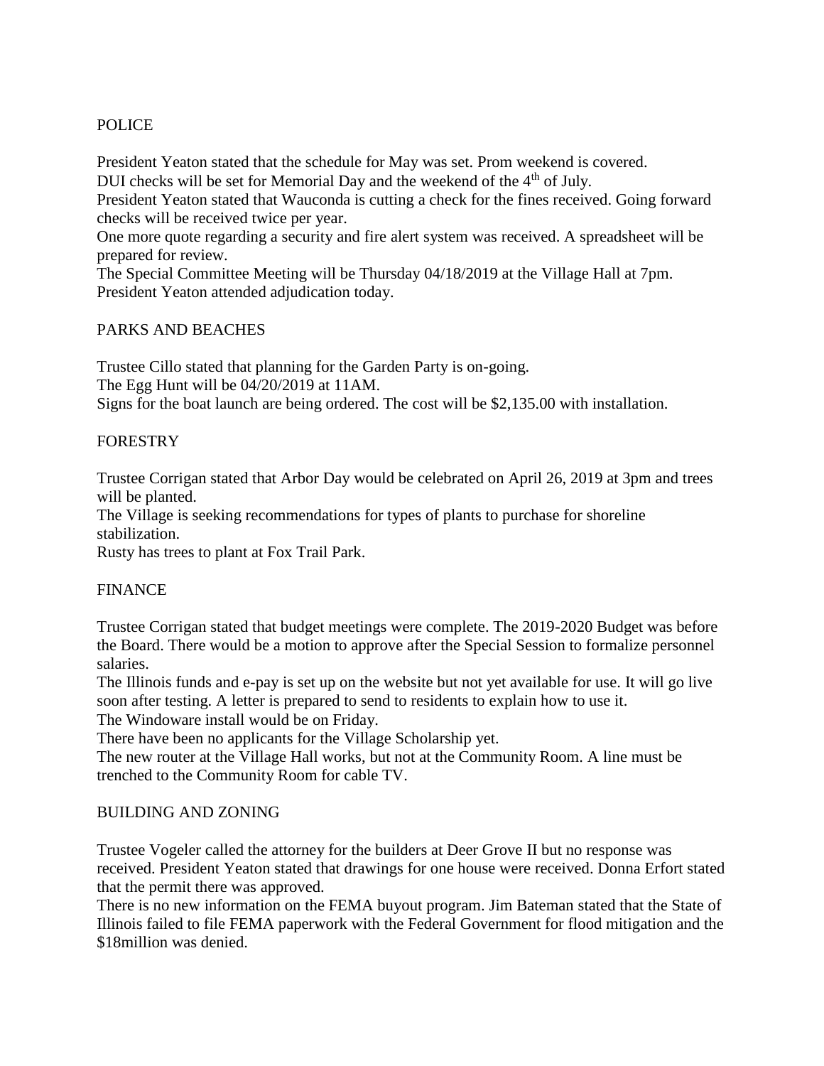## POLICE

President Yeaton stated that the schedule for May was set. Prom weekend is covered.
DUI checks will be set for Memorial Day and the weekend of the 4th of July.
President Yeaton stated that Wauconda is cutting a check for the fines received. Going forward checks will be received twice per year.
One more quote regarding a security and fire alert system was received. A spreadsheet will be prepared for review.
The Special Committee Meeting will be Thursday 04/18/2019 at the Village Hall at 7pm.
President Yeaton attended adjudication today.

## PARKS AND BEACHES

Trustee Cillo stated that planning for the Garden Party is on-going.
The Egg Hunt will be 04/20/2019 at 11AM.
Signs for the boat launch are being ordered. The cost will be $2,135.00 with installation.

## FORESTRY

Trustee Corrigan stated that Arbor Day would be celebrated on April 26, 2019 at 3pm and trees will be planted.
The Village is seeking recommendations for types of plants to purchase for shoreline stabilization.
Rusty has trees to plant at Fox Trail Park.

## FINANCE

Trustee Corrigan stated that budget meetings were complete. The 2019-2020 Budget was before the Board. There would be a motion to approve after the Special Session to formalize personnel salaries.
The Illinois funds and e-pay is set up on the website but not yet available for use. It will go live soon after testing. A letter is prepared to send to residents to explain how to use it.
The Windoware install would be on Friday.
There have been no applicants for the Village Scholarship yet.
The new router at the Village Hall works, but not at the Community Room. A line must be trenched to the Community Room for cable TV.

## BUILDING AND ZONING

Trustee Vogeler called the attorney for the builders at Deer Grove II but no response was received. President Yeaton stated that drawings for one house were received. Donna Erfort stated that the permit there was approved.
There is no new information on the FEMA buyout program. Jim Bateman stated that the State of Illinois failed to file FEMA paperwork with the Federal Government for flood mitigation and the $18million was denied.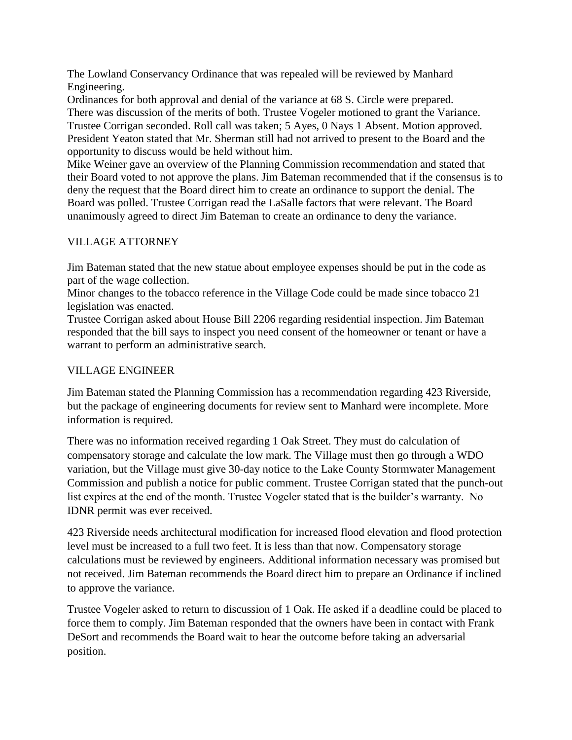The Lowland Conservancy Ordinance that was repealed will be reviewed by Manhard Engineering.

Ordinances for both approval and denial of the variance at 68 S. Circle were prepared. There was discussion of the merits of both. Trustee Vogeler motioned to grant the Variance. Trustee Corrigan seconded. Roll call was taken; 5 Ayes, 0 Nays 1 Absent. Motion approved.

President Yeaton stated that Mr. Sherman still had not arrived to present to the Board and the opportunity to discuss would be held without him.

Mike Weiner gave an overview of the Planning Commission recommendation and stated that their Board voted to not approve the plans. Jim Bateman recommended that if the consensus is to deny the request that the Board direct him to create an ordinance to support the denial. The Board was polled. Trustee Corrigan read the LaSalle factors that were relevant. The Board unanimously agreed to direct Jim Bateman to create an ordinance to deny the variance.

## VILLAGE ATTORNEY

Jim Bateman stated that the new statue about employee expenses should be put in the code as part of the wage collection.

Minor changes to the tobacco reference in the Village Code could be made since tobacco 21 legislation was enacted.

Trustee Corrigan asked about House Bill 2206 regarding residential inspection. Jim Bateman responded that the bill says to inspect you need consent of the homeowner or tenant or have a warrant to perform an administrative search.

## VILLAGE ENGINEER

Jim Bateman stated the Planning Commission has a recommendation regarding 423 Riverside, but the package of engineering documents for review sent to Manhard were incomplete. More information is required.

There was no information received regarding 1 Oak Street. They must do calculation of compensatory storage and calculate the low mark. The Village must then go through a WDO variation, but the Village must give 30-day notice to the Lake County Stormwater Management Commission and publish a notice for public comment. Trustee Corrigan stated that the punch-out list expires at the end of the month. Trustee Vogeler stated that is the builder's warranty. No IDNR permit was ever received.

423 Riverside needs architectural modification for increased flood elevation and flood protection level must be increased to a full two feet. It is less than that now. Compensatory storage calculations must be reviewed by engineers. Additional information necessary was promised but not received. Jim Bateman recommends the Board direct him to prepare an Ordinance if inclined to approve the variance.

Trustee Vogeler asked to return to discussion of 1 Oak. He asked if a deadline could be placed to force them to comply. Jim Bateman responded that the owners have been in contact with Frank DeSort and recommends the Board wait to hear the outcome before taking an adversarial position.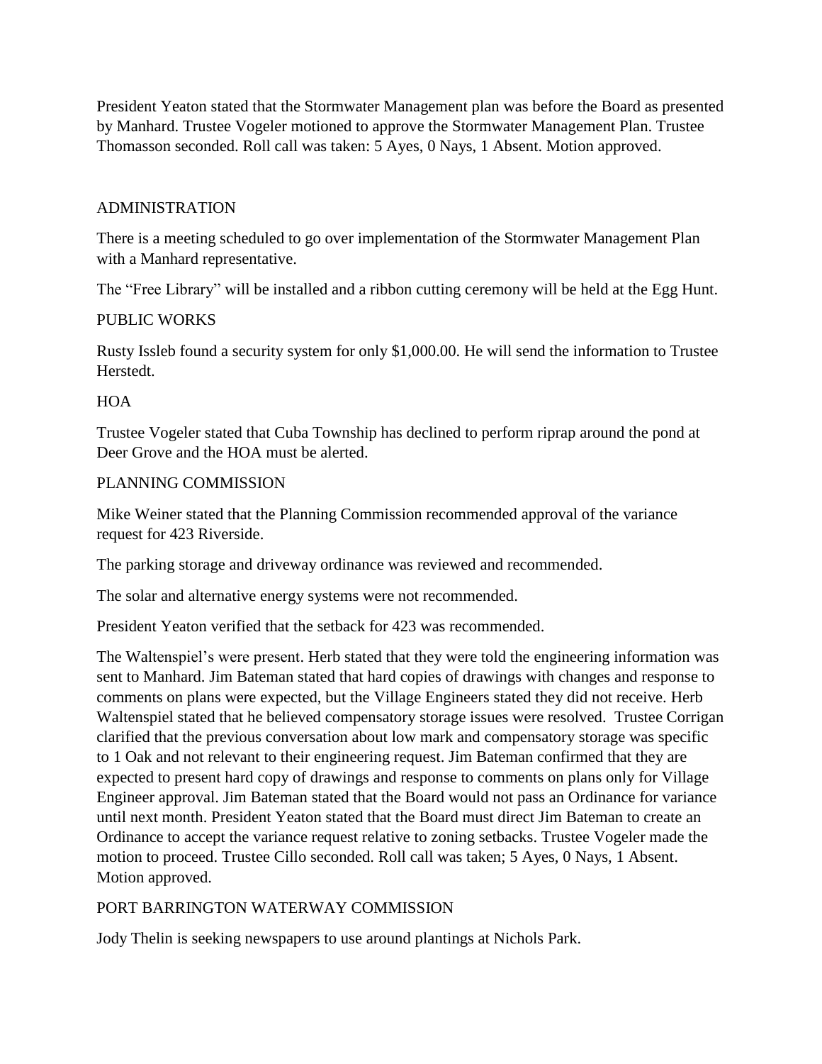President Yeaton stated that the Stormwater Management plan was before the Board as presented by Manhard. Trustee Vogeler motioned to approve the Stormwater Management Plan. Trustee Thomasson seconded. Roll call was taken: 5 Ayes, 0 Nays, 1 Absent. Motion approved.

## ADMINISTRATION

There is a meeting scheduled to go over implementation of the Stormwater Management Plan with a Manhard representative.

The "Free Library" will be installed and a ribbon cutting ceremony will be held at the Egg Hunt.

## PUBLIC WORKS

Rusty Issleb found a security system for only $1,000.00. He will send the information to Trustee Herstedt.

## HOA

Trustee Vogeler stated that Cuba Township has declined to perform riprap around the pond at Deer Grove and the HOA must be alerted.

## PLANNING COMMISSION

Mike Weiner stated that the Planning Commission recommended approval of the variance request for 423 Riverside.

The parking storage and driveway ordinance was reviewed and recommended.

The solar and alternative energy systems were not recommended.

President Yeaton verified that the setback for 423 was recommended.

The Waltenspiel's were present. Herb stated that they were told the engineering information was sent to Manhard. Jim Bateman stated that hard copies of drawings with changes and response to comments on plans were expected, but the Village Engineers stated they did not receive. Herb Waltenspiel stated that he believed compensatory storage issues were resolved. Trustee Corrigan clarified that the previous conversation about low mark and compensatory storage was specific to 1 Oak and not relevant to their engineering request. Jim Bateman confirmed that they are expected to present hard copy of drawings and response to comments on plans only for Village Engineer approval. Jim Bateman stated that the Board would not pass an Ordinance for variance until next month. President Yeaton stated that the Board must direct Jim Bateman to create an Ordinance to accept the variance request relative to zoning setbacks. Trustee Vogeler made the motion to proceed. Trustee Cillo seconded. Roll call was taken; 5 Ayes, 0 Nays, 1 Absent. Motion approved.

## PORT BARRINGTON WATERWAY COMMISSION

Jody Thelin is seeking newspapers to use around plantings at Nichols Park.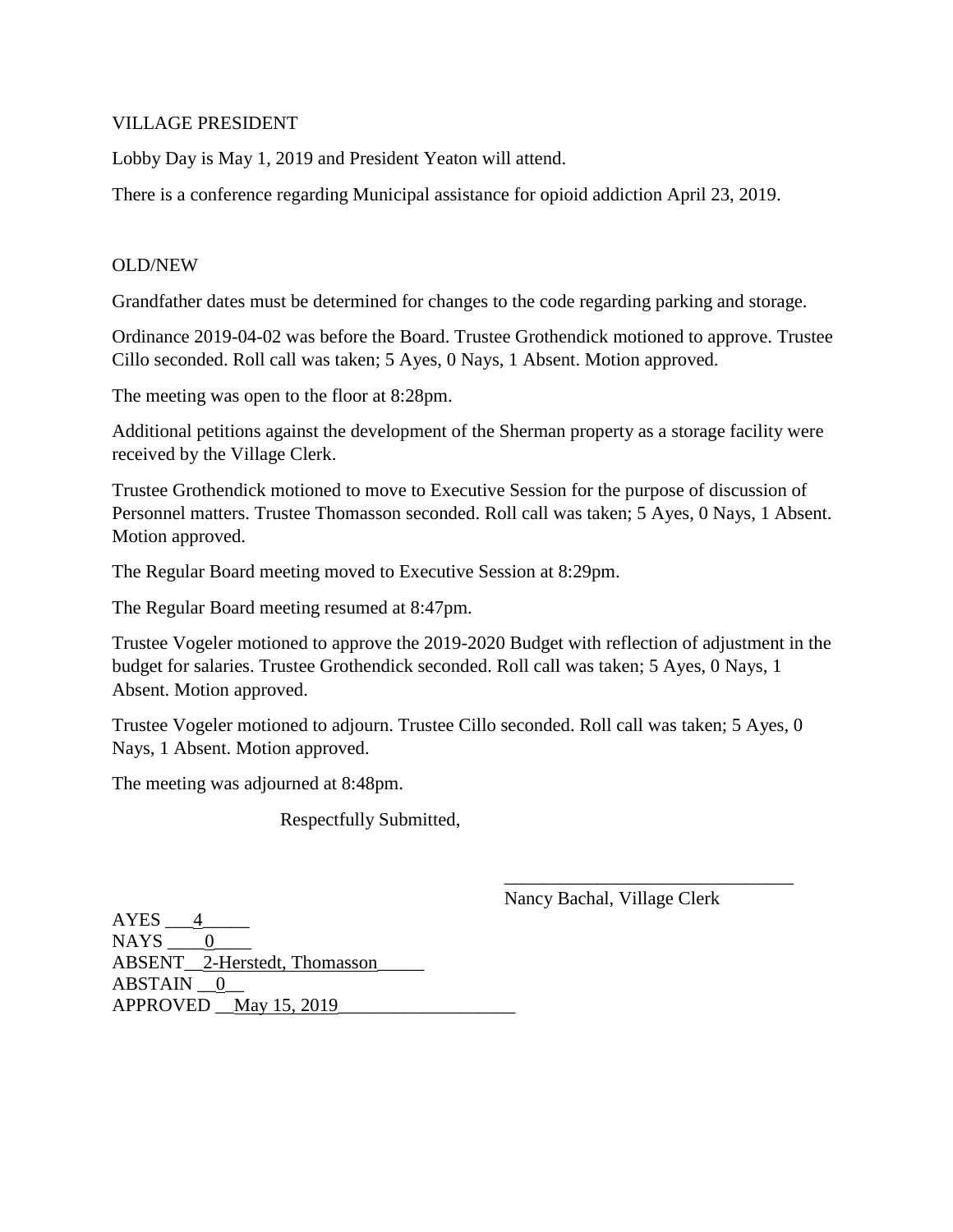VILLAGE PRESIDENT

Lobby Day is May 1, 2019 and President Yeaton will attend.

There is a conference regarding Municipal assistance for opioid addiction April 23, 2019.

OLD/NEW

Grandfather dates must be determined for changes to the code regarding parking and storage.

Ordinance 2019-04-02 was before the Board. Trustee Grothendick motioned to approve. Trustee Cillo seconded. Roll call was taken; 5 Ayes, 0 Nays, 1 Absent. Motion approved.

The meeting was open to the floor at 8:28pm.

Additional petitions against the development of the Sherman property as a storage facility were received by the Village Clerk.

Trustee Grothendick motioned to move to Executive Session for the purpose of discussion of Personnel matters. Trustee Thomasson seconded. Roll call was taken; 5 Ayes, 0 Nays, 1 Absent. Motion approved.

The Regular Board meeting moved to Executive Session at 8:29pm.

The Regular Board meeting resumed at 8:47pm.

Trustee Vogeler motioned to approve the 2019-2020 Budget with reflection of adjustment in the budget for salaries. Trustee Grothendick seconded. Roll call was taken; 5 Ayes, 0 Nays, 1 Absent. Motion approved.

Trustee Vogeler motioned to adjourn. Trustee Cillo seconded. Roll call was taken; 5 Ayes, 0 Nays, 1 Absent. Motion approved.

The meeting was adjourned at 8:48pm.

Respectfully Submitted,

\_\_\_\_\_\_\_\_\_\_\_\_\_\_\_\_\_\_\_\_\_\_\_\_\_\_\_\_\_\_\_

Nancy Bachal, Village Clerk

AYES \_\_\_4\_\_\_\_\_
NAYS \_\_\_\_0\_\_\_\_
ABSENT\_\_2-Herstedt, Thomasson\_\_\_\_\_
ABSTAIN \_\_0\_\_
APPROVED \_\_May 15, 2019\_\_\_\_\_\_\_\_\_\_\_\_\_\_\_\_\_\_\_